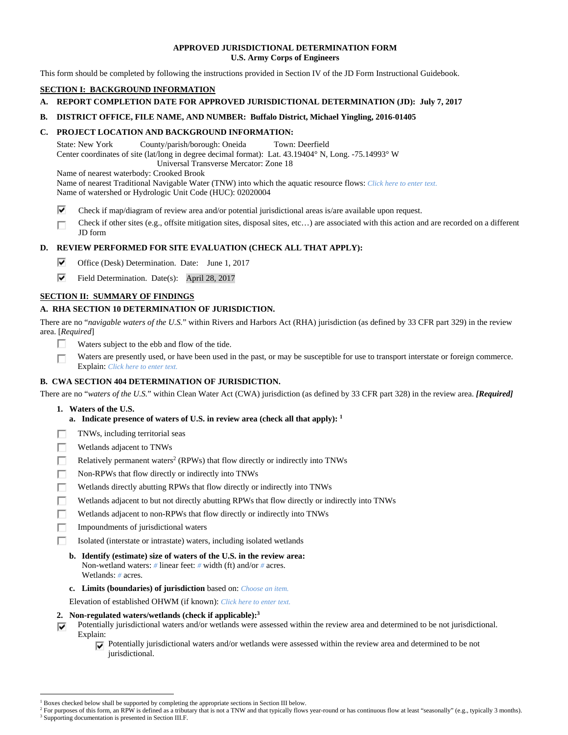**APPROVED JURISDICTIONAL DETERMINATION FORM**
**U.S. Army Corps of Engineers**

This form should be completed by following the instructions provided in Section IV of the JD Form Instructional Guidebook.

## SECTION I: BACKGROUND INFORMATION

**A. REPORT COMPLETION DATE FOR APPROVED JURISDICTIONAL DETERMINATION (JD): July 7, 2017**

**B. DISTRICT OFFICE, FILE NAME, AND NUMBER: Buffalo District, Michael Yingling, 2016-01405**

**C. PROJECT LOCATION AND BACKGROUND INFORMATION:**

State: New York County/parish/borough: Oneida Town: Deerfield
Center coordinates of site (lat/long in degree decimal format): Lat. 43.19404° N, Long. -75.14993° W
Universal Transverse Mercator: Zone 18
Name of nearest waterbody: Crooked Brook
Name of nearest Traditional Navigable Water (TNW) into which the aquatic resource flows: Click here to enter text.
Name of watershed or Hydrologic Unit Code (HUC): 02020004

- [x] Check if map/diagram of review area and/or potential jurisdictional areas is/are available upon request.
- [ ] Check if other sites (e.g., offsite mitigation sites, disposal sites, etc…) are associated with this action and are recorded on a different JD form

**D. REVIEW PERFORMED FOR SITE EVALUATION (CHECK ALL THAT APPLY):**

- [x] Office (Desk) Determination. Date: June 1, 2017
- [x] Field Determination. Date(s): April 28, 2017

## SECTION II: SUMMARY OF FINDINGS

**A. RHA SECTION 10 DETERMINATION OF JURISDICTION.**

There are no "*navigable waters of the U.S.*" within Rivers and Harbors Act (RHA) jurisdiction (as defined by 33 CFR part 329) in the review area. [*Required*]

- [ ] Waters subject to the ebb and flow of the tide.
- [ ] Waters are presently used, or have been used in the past, or may be susceptible for use to transport interstate or foreign commerce. Explain: Click here to enter text.

**B. CWA SECTION 404 DETERMINATION OF JURISDICTION.**

There are no "*waters of the U.S.*" within Clean Water Act (CWA) jurisdiction (as defined by 33 CFR part 328) in the review area. ***[Required]***

**1. Waters of the U.S.**

**a. Indicate presence of waters of U.S. in review area (check all that apply):** [1]

- [ ] TNWs, including territorial seas
- [ ] Wetlands adjacent to TNWs
- [ ] Relatively permanent waters[2] (RPWs) that flow directly or indirectly into TNWs
- [ ] Non-RPWs that flow directly or indirectly into TNWs
- [ ] Wetlands directly abutting RPWs that flow directly or indirectly into TNWs
- [ ] Wetlands adjacent to but not directly abutting RPWs that flow directly or indirectly into TNWs
- [ ] Wetlands adjacent to non-RPWs that flow directly or indirectly into TNWs
- [ ] Impoundments of jurisdictional waters
- [ ] Isolated (interstate or intrastate) waters, including isolated wetlands

**b. Identify (estimate) size of waters of the U.S. in the review area:**
Non-wetland waters: # linear feet: # width (ft) and/or # acres.
Wetlands: # acres.

**c. Limits (boundaries) of jurisdiction** based on: Choose an item.

Elevation of established OHWM (if known): Click here to enter text.

**2. Non-regulated waters/wetlands (check if applicable):**[3]

- [x] Potentially jurisdictional waters and/or wetlands were assessed within the review area and determined to be not jurisdictional. Explain:
  - [x] Potentially jurisdictional waters and/or wetlands were assessed within the review area and determined to be not jurisdictional.

---

[1] Boxes checked below shall be supported by completing the appropriate sections in Section III below.
[2] For purposes of this form, an RPW is defined as a tributary that is not a TNW and that typically flows year-round or has continuous flow at least "seasonally" (e.g., typically 3 months).
[3] Supporting documentation is presented in Section III.F.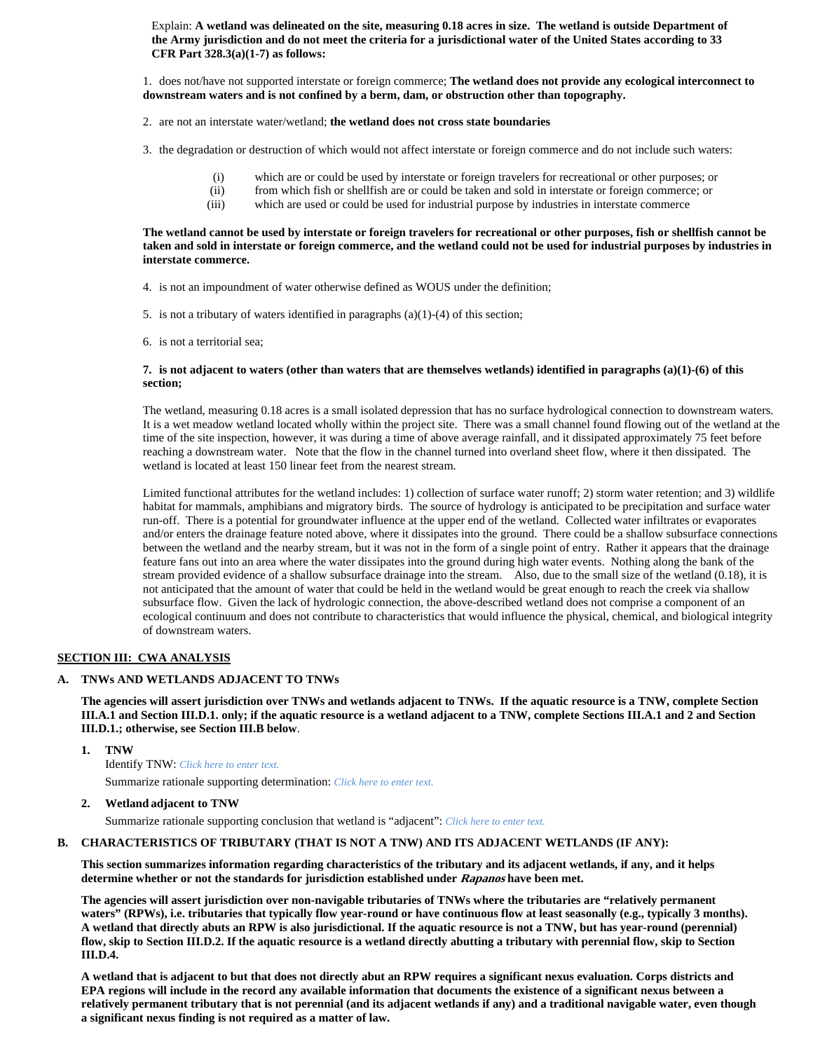Explain: **A wetland was delineated on the site, measuring 0.18 acres in size. The wetland is outside Department of the Army jurisdiction and do not meet the criteria for a jurisdictional water of the United States according to 33 CFR Part 328.3(a)(1-7) as follows:**

1. does not/have not supported interstate or foreign commerce; **The wetland does not provide any ecological interconnect to downstream waters and is not confined by a berm, dam, or obstruction other than topography.**

2. are not an interstate water/wetland; **the wetland does not cross state boundaries**

3. the degradation or destruction of which would not affect interstate or foreign commerce and do not include such waters:

   (i) which are or could be used by interstate or foreign travelers for recreational or other purposes; or
   (ii) from which fish or shellfish are or could be taken and sold in interstate or foreign commerce; or
   (iii) which are used or could be used for industrial purpose by industries in interstate commerce

**The wetland cannot be used by interstate or foreign travelers for recreational or other purposes, fish or shellfish cannot be taken and sold in interstate or foreign commerce, and the wetland could not be used for industrial purposes by industries in interstate commerce.**

4. is not an impoundment of water otherwise defined as WOUS under the definition;

5. is not a tributary of waters identified in paragraphs (a)(1)-(4) of this section;

6. is not a territorial sea;

**7. is not adjacent to waters (other than waters that are themselves wetlands) identified in paragraphs (a)(1)-(6) of this section;**

The wetland, measuring 0.18 acres is a small isolated depression that has no surface hydrological connection to downstream waters. It is a wet meadow wetland located wholly within the project site. There was a small channel found flowing out of the wetland at the time of the site inspection, however, it was during a time of above average rainfall, and it dissipated approximately 75 feet before reaching a downstream water. Note that the flow in the channel turned into overland sheet flow, where it then dissipated. The wetland is located at least 150 linear feet from the nearest stream.

Limited functional attributes for the wetland includes: 1) collection of surface water runoff; 2) storm water retention; and 3) wildlife habitat for mammals, amphibians and migratory birds. The source of hydrology is anticipated to be precipitation and surface water run-off. There is a potential for groundwater influence at the upper end of the wetland. Collected water infiltrates or evaporates and/or enters the drainage feature noted above, where it dissipates into the ground. There could be a shallow subsurface connections between the wetland and the nearby stream, but it was not in the form of a single point of entry. Rather it appears that the drainage feature fans out into an area where the water dissipates into the ground during high water events. Nothing along the bank of the stream provided evidence of a shallow subsurface drainage into the stream. Also, due to the small size of the wetland (0.18), it is not anticipated that the amount of water that could be held in the wetland would be great enough to reach the creek via shallow subsurface flow. Given the lack of hydrologic connection, the above-described wetland does not comprise a component of an ecological continuum and does not contribute to characteristics that would influence the physical, chemical, and biological integrity of downstream waters.

## SECTION III: CWA ANALYSIS

### A. TNWs AND WETLANDS ADJACENT TO TNWs

**The agencies will assert jurisdiction over TNWs and wetlands adjacent to TNWs. If the aquatic resource is a TNW, complete Section III.A.1 and Section III.D.1. only; if the aquatic resource is a wetland adjacent to a TNW, complete Sections III.A.1 and 2 and Section III.D.1.; otherwise, see Section III.B below.**

**1. TNW**

Identify TNW: *Click here to enter text.*

Summarize rationale supporting determination: *Click here to enter text.*

**2. Wetland adjacent to TNW**

Summarize rationale supporting conclusion that wetland is "adjacent": *Click here to enter text.*

### B. CHARACTERISTICS OF TRIBUTARY (THAT IS NOT A TNW) AND ITS ADJACENT WETLANDS (IF ANY):

**This section summarizes information regarding characteristics of the tributary and its adjacent wetlands, if any, and it helps determine whether or not the standards for jurisdiction established under *Rapanos* have been met.**

**The agencies will assert jurisdiction over non-navigable tributaries of TNWs where the tributaries are "relatively permanent waters" (RPWs), i.e. tributaries that typically flow year-round or have continuous flow at least seasonally (e.g., typically 3 months). A wetland that directly abuts an RPW is also jurisdictional. If the aquatic resource is not a TNW, but has year-round (perennial) flow, skip to Section III.D.2. If the aquatic resource is a wetland directly abutting a tributary with perennial flow, skip to Section III.D.4.**

**A wetland that is adjacent to but that does not directly abut an RPW requires a significant nexus evaluation. Corps districts and EPA regions will include in the record any available information that documents the existence of a significant nexus between a relatively permanent tributary that is not perennial (and its adjacent wetlands if any) and a traditional navigable water, even though a significant nexus finding is not required as a matter of law.**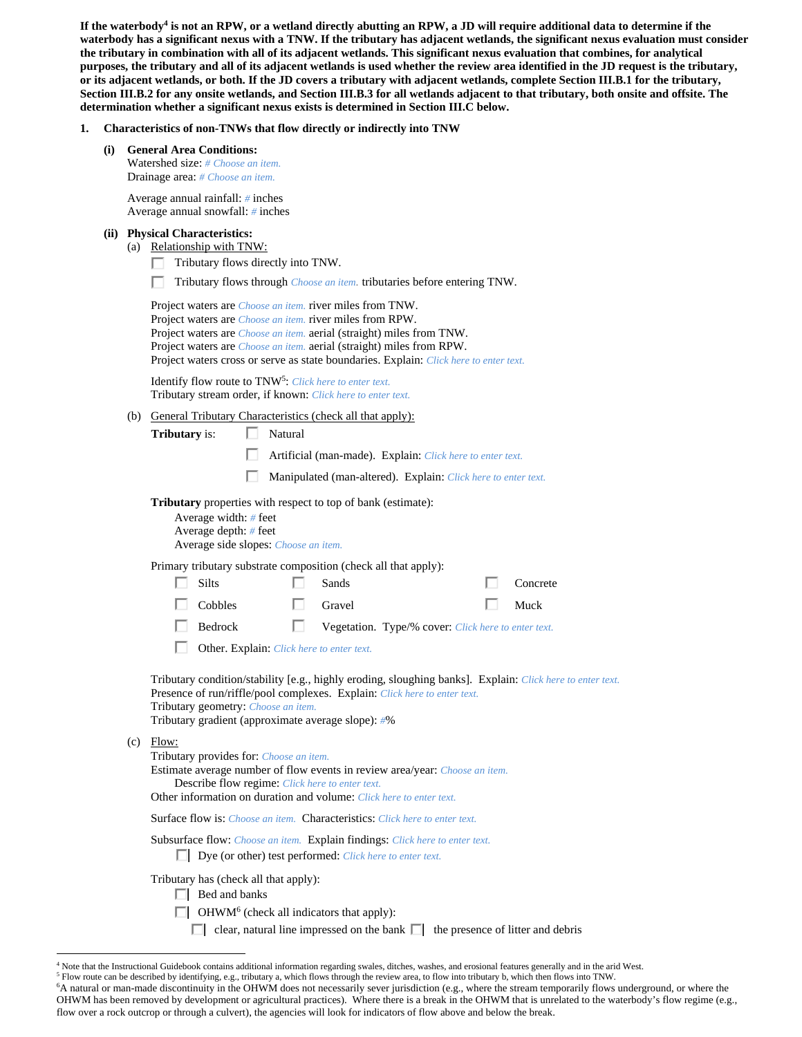**If the waterbody[4] is not an RPW, or a wetland directly abutting an RPW, a JD will require additional data to determine if the waterbody has a significant nexus with a TNW. If the tributary has adjacent wetlands, the significant nexus evaluation must consider the tributary in combination with all of its adjacent wetlands. This significant nexus evaluation that combines, for analytical purposes, the tributary and all of its adjacent wetlands is used whether the review area identified in the JD request is the tributary, or its adjacent wetlands, or both. If the JD covers a tributary with adjacent wetlands, complete Section III.B.1 for the tributary, Section III.B.2 for any onsite wetlands, and Section III.B.3 for all wetlands adjacent to that tributary, both onsite and offsite. The determination whether a significant nexus exists is determined in Section III.C below.**

**1. Characteristics of non-TNWs that flow directly or indirectly into TNW**

**(i) General Area Conditions:**

Watershed size: # Choose an item.
Drainage area: # Choose an item.

Average annual rainfall: # inches
Average annual snowfall: # inches

**(ii) Physical Characteristics:**

(a) Relationship with TNW:

☐ Tributary flows directly into TNW.

☐ Tributary flows through Choose an item. tributaries before entering TNW.

Project waters are Choose an item. river miles from TNW.
Project waters are Choose an item. river miles from RPW.
Project waters are Choose an item. aerial (straight) miles from TNW.
Project waters are Choose an item. aerial (straight) miles from RPW.
Project waters cross or serve as state boundaries. Explain: Click here to enter text.

Identify flow route to TNW[5]: Click here to enter text.
Tributary stream order, if known: Click here to enter text.

(b) General Tributary Characteristics (check all that apply):

**Tributary** is: ☐ Natural

☐ Artificial (man-made). Explain: Click here to enter text.

☐ Manipulated (man-altered). Explain: Click here to enter text.

**Tributary** properties with respect to top of bank (estimate):
Average width: # feet
Average depth: # feet
Average side slopes: Choose an item.

Primary tributary substrate composition (check all that apply):

☐ Silts ☐ Sands ☐ Concrete
☐ Cobbles ☐ Gravel ☐ Muck
☐ Bedrock ☐ Vegetation. Type/% cover: Click here to enter text.
☐ Other. Explain: Click here to enter text.

Tributary condition/stability [e.g., highly eroding, sloughing banks]. Explain: Click here to enter text.
Presence of run/riffle/pool complexes. Explain: Click here to enter text.
Tributary geometry: Choose an item.
Tributary gradient (approximate average slope): #%

(c) Flow:

Tributary provides for: Choose an item.
Estimate average number of flow events in review area/year: Choose an item.
Describe flow regime: Click here to enter text.
Other information on duration and volume: Click here to enter text.

Surface flow is: Choose an item. Characteristics: Click here to enter text.

Subsurface flow: Choose an item. Explain findings: Click here to enter text.
☐ Dye (or other) test performed: Click here to enter text.

Tributary has (check all that apply):
☐ Bed and banks
☐ OHWM[6] (check all indicators that apply):
☐ clear, natural line impressed on the bank ☐ the presence of litter and debris

---

[4] Note that the Instructional Guidebook contains additional information regarding swales, ditches, washes, and erosional features generally and in the arid West.
[5] Flow route can be described by identifying, e.g., tributary a, which flows through the review area, to flow into tributary b, which then flows into TNW.
[6] A natural or man-made discontinuity in the OHWM does not necessarily sever jurisdiction (e.g., where the stream temporarily flows underground, or where the OHWM has been removed by development or agricultural practices). Where there is a break in the OHWM that is unrelated to the waterbody's flow regime (e.g., flow over a rock outcrop or through a culvert), the agencies will look for indicators of flow above and below the break.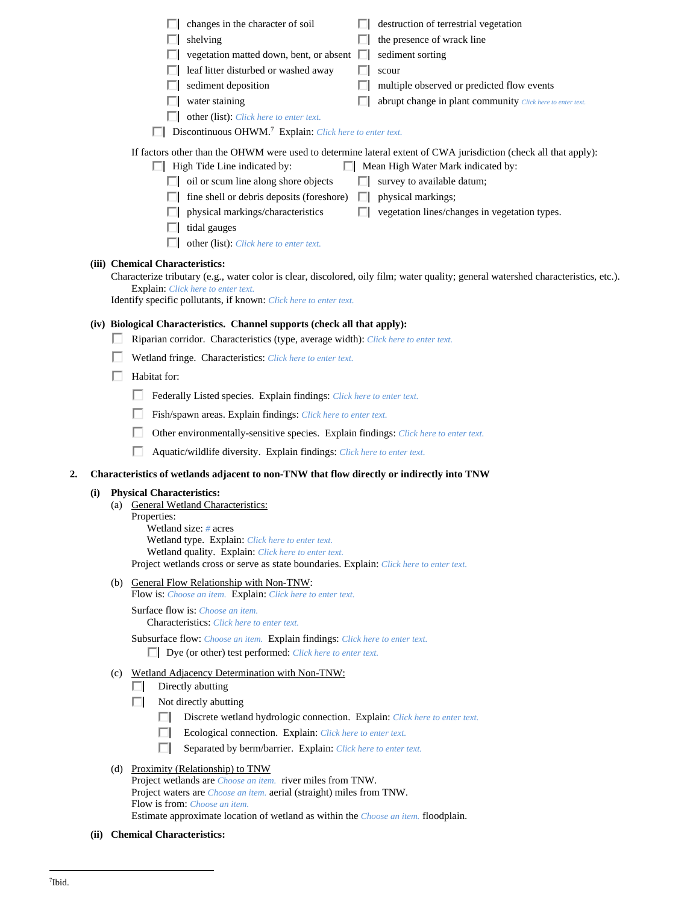- ☐ changes in the character of soil
- ☐ shelving
- ☐ vegetation matted down, bent, or absent
- ☐ leaf litter disturbed or washed away
- ☐ sediment deposition
- ☐ water staining
- ☐ other (list): *Click here to enter text.*
- ☐ destruction of terrestrial vegetation
- ☐ the presence of wrack line
- ☐ sediment sorting
- ☐ scour
- ☐ multiple observed or predicted flow events
- ☐ abrupt change in plant community *Click here to enter text.*

☐ Discontinuous OHWM.[7] Explain: *Click here to enter text.*

If factors other than the OHWM were used to determine lateral extent of CWA jurisdiction (check all that apply):

☐ High Tide Line indicated by:
- ☐ oil or scum line along shore objects
- ☐ fine shell or debris deposits (foreshore)
- ☐ physical markings/characteristics
- ☐ tidal gauges
- ☐ other (list): *Click here to enter text.*

☐ Mean High Water Mark indicated by:
- ☐ survey to available datum;
- ☐ physical markings;
- ☐ vegetation lines/changes in vegetation types.

**(iii) Chemical Characteristics:**

Characterize tributary (e.g., water color is clear, discolored, oily film; water quality; general watershed characteristics, etc.).
Explain: *Click here to enter text.*
Identify specific pollutants, if known: *Click here to enter text.*

**(iv) Biological Characteristics. Channel supports (check all that apply):**

- ☐ Riparian corridor. Characteristics (type, average width): *Click here to enter text.*
- ☐ Wetland fringe. Characteristics: *Click here to enter text.*
- ☐ Habitat for:
  - ☐ Federally Listed species. Explain findings: *Click here to enter text.*
  - ☐ Fish/spawn areas. Explain findings: *Click here to enter text.*
  - ☐ Other environmentally-sensitive species. Explain findings: *Click here to enter text.*
  - ☐ Aquatic/wildlife diversity. Explain findings: *Click here to enter text.*

**2. Characteristics of wetlands adjacent to non-TNW that flow directly or indirectly into TNW**

**(i) Physical Characteristics:**

(a) General Wetland Characteristics:

Properties:
Wetland size: *#* acres
Wetland type. Explain: *Click here to enter text.*
Wetland quality. Explain: *Click here to enter text.*
Project wetlands cross or serve as state boundaries. Explain: *Click here to enter text.*

(b) General Flow Relationship with Non-TNW:

Flow is: *Choose an item.* Explain: *Click here to enter text.*

Surface flow is: *Choose an item.*
Characteristics: *Click here to enter text.*

Subsurface flow: *Choose an item.* Explain findings: *Click here to enter text.*
☐ Dye (or other) test performed: *Click here to enter text.*

(c) Wetland Adjacency Determination with Non-TNW:

- ☐ Directly abutting
- ☐ Not directly abutting
  - ☐ Discrete wetland hydrologic connection. Explain: *Click here to enter text.*
  - ☐ Ecological connection. Explain: *Click here to enter text.*
  - ☐ Separated by berm/barrier. Explain: *Click here to enter text.*

(d) Proximity (Relationship) to TNW

Project wetlands are *Choose an item.* river miles from TNW.
Project waters are *Choose an item.* aerial (straight) miles from TNW.
Flow is from: *Choose an item.*
Estimate approximate location of wetland as within the *Choose an item.* floodplain.

**(ii) Chemical Characteristics:**

---

[7] Ibid.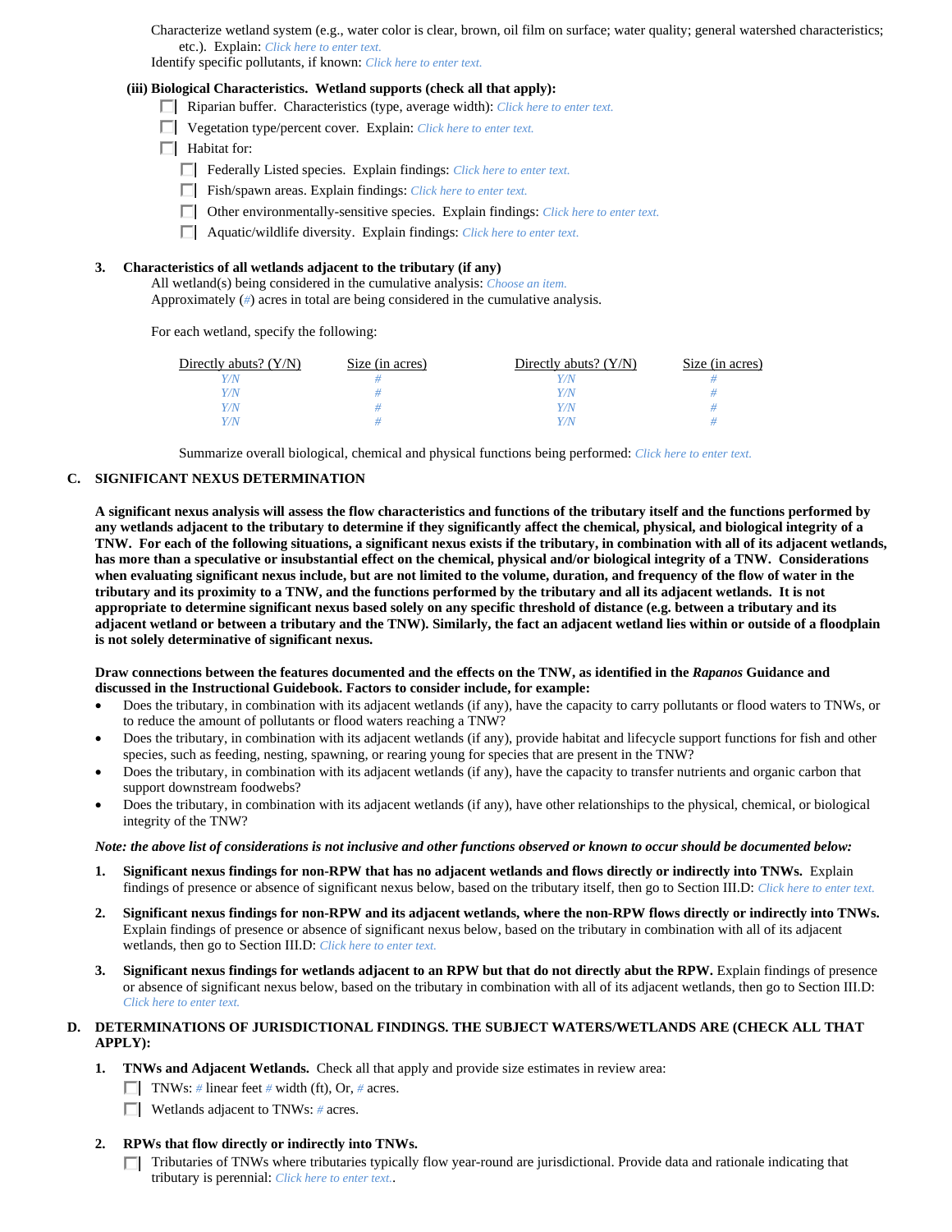Characterize wetland system (e.g., water color is clear, brown, oil film on surface; water quality; general watershed characteristics; etc.). Explain: *Click here to enter text.*

Identify specific pollutants, if known: *Click here to enter text.*

**(iii) Biological Characteristics. Wetland supports (check all that apply):**

- ☐ Riparian buffer. Characteristics (type, average width): *Click here to enter text.*
- ☐ Vegetation type/percent cover. Explain: *Click here to enter text.*
- ☐ Habitat for:
  - ☐ Federally Listed species. Explain findings: *Click here to enter text.*
  - ☐ Fish/spawn areas. Explain findings: *Click here to enter text.*
  - ☐ Other environmentally-sensitive species. Explain findings: *Click here to enter text.*
  - ☐ Aquatic/wildlife diversity. Explain findings: *Click here to enter text.*

**3. Characteristics of all wetlands adjacent to the tributary (if any)**

All wetland(s) being considered in the cumulative analysis: *Choose an item.*

Approximately (*#*) acres in total are being considered in the cumulative analysis.

For each wetland, specify the following:

| Directly abuts? (Y/N) | Size (in acres) | Directly abuts? (Y/N) | Size (in acres) |
|---|---|---|---|
| *Y/N* | *#* | *Y/N* | *#* |
| *Y/N* | *#* | *Y/N* | *#* |
| *Y/N* | *#* | *Y/N* | *#* |
| *Y/N* | *#* | *Y/N* | *#* |

Summarize overall biological, chemical and physical functions being performed: *Click here to enter text.*

## C. SIGNIFICANT NEXUS DETERMINATION

**A significant nexus analysis will assess the flow characteristics and functions of the tributary itself and the functions performed by any wetlands adjacent to the tributary to determine if they significantly affect the chemical, physical, and biological integrity of a TNW. For each of the following situations, a significant nexus exists if the tributary, in combination with all of its adjacent wetlands, has more than a speculative or insubstantial effect on the chemical, physical and/or biological integrity of a TNW. Considerations when evaluating significant nexus include, but are not limited to the volume, duration, and frequency of the flow of water in the tributary and its proximity to a TNW, and the functions performed by the tributary and all its adjacent wetlands. It is not appropriate to determine significant nexus based solely on any specific threshold of distance (e.g. between a tributary and its adjacent wetland or between a tributary and the TNW). Similarly, the fact an adjacent wetland lies within or outside of a floodplain is not solely determinative of significant nexus.**

**Draw connections between the features documented and the effects on the TNW, as identified in the *Rapanos* Guidance and discussed in the Instructional Guidebook. Factors to consider include, for example:**

- Does the tributary, in combination with its adjacent wetlands (if any), have the capacity to carry pollutants or flood waters to TNWs, or to reduce the amount of pollutants or flood waters reaching a TNW?
- Does the tributary, in combination with its adjacent wetlands (if any), provide habitat and lifecycle support functions for fish and other species, such as feeding, nesting, spawning, or rearing young for species that are present in the TNW?
- Does the tributary, in combination with its adjacent wetlands (if any), have the capacity to transfer nutrients and organic carbon that support downstream foodwebs?
- Does the tributary, in combination with its adjacent wetlands (if any), have other relationships to the physical, chemical, or biological integrity of the TNW?

***Note: the above list of considerations is not inclusive and other functions observed or known to occur should be documented below:***

1. **Significant nexus findings for non-RPW that has no adjacent wetlands and flows directly or indirectly into TNWs.** Explain findings of presence or absence of significant nexus below, based on the tributary itself, then go to Section III.D: *Click here to enter text.*

2. **Significant nexus findings for non-RPW and its adjacent wetlands, where the non-RPW flows directly or indirectly into TNWs.** Explain findings of presence or absence of significant nexus below, based on the tributary in combination with all of its adjacent wetlands, then go to Section III.D: *Click here to enter text.*

3. **Significant nexus findings for wetlands adjacent to an RPW but that do not directly abut the RPW.** Explain findings of presence or absence of significant nexus below, based on the tributary in combination with all of its adjacent wetlands, then go to Section III.D: *Click here to enter text.*

## D. DETERMINATIONS OF JURISDICTIONAL FINDINGS. THE SUBJECT WATERS/WETLANDS ARE (CHECK ALL THAT APPLY):

1. **TNWs and Adjacent Wetlands.** Check all that apply and provide size estimates in review area:
   - ☐ TNWs: *#* linear feet *#* width (ft), Or, *#* acres.
   - ☐ Wetlands adjacent to TNWs: *#* acres.

2. **RPWs that flow directly or indirectly into TNWs.**
   - ☐ Tributaries of TNWs where tributaries typically flow year-round are jurisdictional. Provide data and rationale indicating that tributary is perennial: *Click here to enter text.*.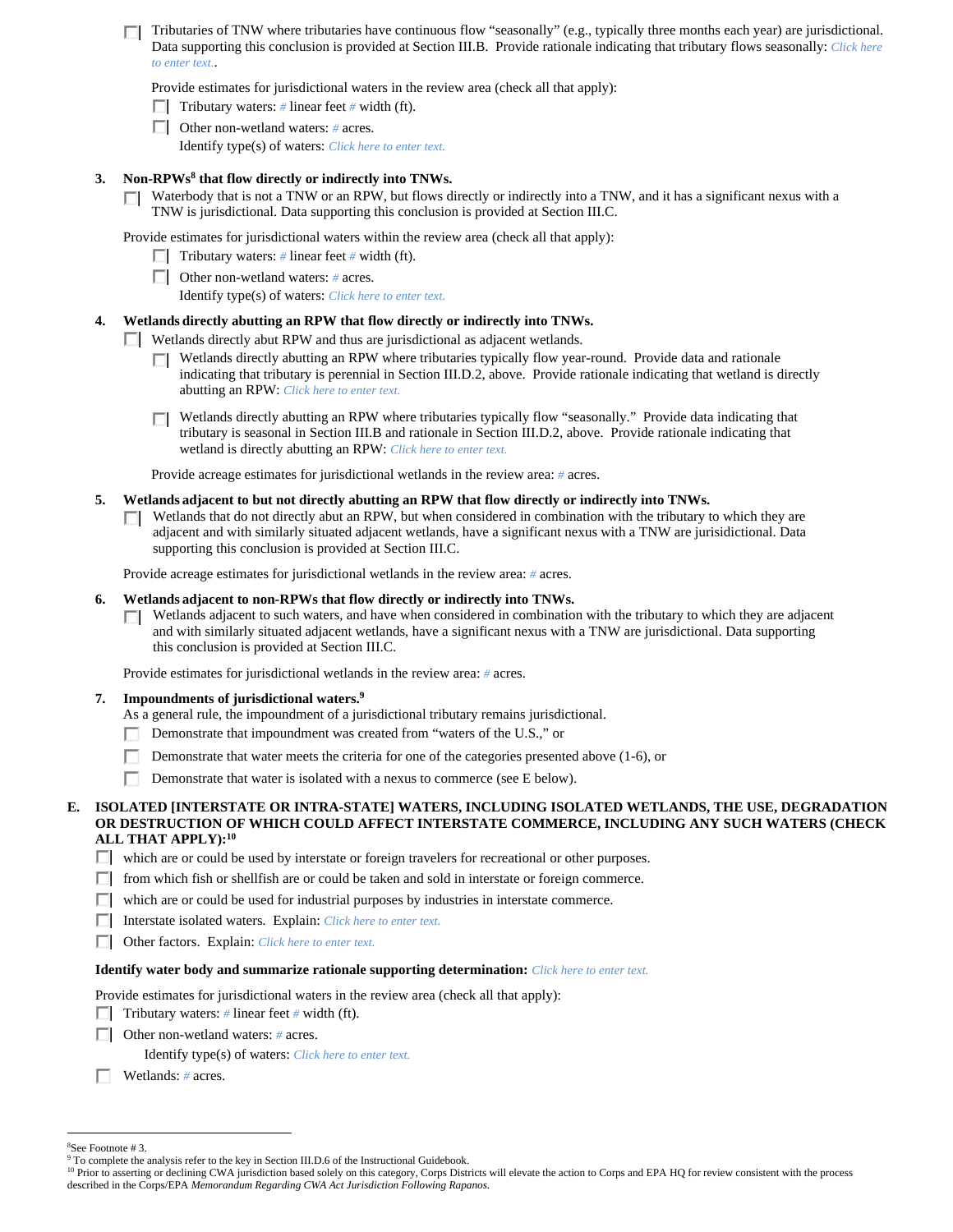- [ ] Tributaries of TNW where tributaries have continuous flow "seasonally" (e.g., typically three months each year) are jurisdictional. Data supporting this conclusion is provided at Section III.B. Provide rationale indicating that tributary flows seasonally: *Click here to enter text.*.

  Provide estimates for jurisdictional waters in the review area (check all that apply):
  - [ ] Tributary waters: # linear feet # width (ft).
  - [ ] Other non-wetland waters: # acres.
    Identify type(s) of waters: *Click here to enter text.*

**3. Non-RPWs[8] that flow directly or indirectly into TNWs.**

- [ ] Waterbody that is not a TNW or an RPW, but flows directly or indirectly into a TNW, and it has a significant nexus with a TNW is jurisdictional. Data supporting this conclusion is provided at Section III.C.

Provide estimates for jurisdictional waters within the review area (check all that apply):
- [ ] Tributary waters: # linear feet # width (ft).
- [ ] Other non-wetland waters: # acres.
  Identify type(s) of waters: *Click here to enter text.*

**4. Wetlands directly abutting an RPW that flow directly or indirectly into TNWs.**

- [ ] Wetlands directly abut RPW and thus are jurisdictional as adjacent wetlands.
  - [ ] Wetlands directly abutting an RPW where tributaries typically flow year-round. Provide data and rationale indicating that tributary is perennial in Section III.D.2, above. Provide rationale indicating that wetland is directly abutting an RPW: *Click here to enter text.*
  - [ ] Wetlands directly abutting an RPW where tributaries typically flow "seasonally." Provide data indicating that tributary is seasonal in Section III.B and rationale in Section III.D.2, above. Provide rationale indicating that wetland is directly abutting an RPW: *Click here to enter text.*

  Provide acreage estimates for jurisdictional wetlands in the review area: # acres.

**5. Wetlands adjacent to but not directly abutting an RPW that flow directly or indirectly into TNWs.**

- [ ] Wetlands that do not directly abut an RPW, but when considered in combination with the tributary to which they are adjacent and with similarly situated adjacent wetlands, have a significant nexus with a TNW are jurisidictional. Data supporting this conclusion is provided at Section III.C.

Provide acreage estimates for jurisdictional wetlands in the review area: # acres.

**6. Wetlands adjacent to non-RPWs that flow directly or indirectly into TNWs.**

- [ ] Wetlands adjacent to such waters, and have when considered in combination with the tributary to which they are adjacent and with similarly situated adjacent wetlands, have a significant nexus with a TNW are jurisdictional. Data supporting this conclusion is provided at Section III.C.

Provide estimates for jurisdictional wetlands in the review area: # acres.

**7. Impoundments of jurisdictional waters.[9]**

As a general rule, the impoundment of a jurisdictional tributary remains jurisdictional.
- [ ] Demonstrate that impoundment was created from "waters of the U.S.," or
- [ ] Demonstrate that water meets the criteria for one of the categories presented above (1-6), or
- [ ] Demonstrate that water is isolated with a nexus to commerce (see E below).

**E. ISOLATED [INTERSTATE OR INTRA-STATE] WATERS, INCLUDING ISOLATED WETLANDS, THE USE, DEGRADATION OR DESTRUCTION OF WHICH COULD AFFECT INTERSTATE COMMERCE, INCLUDING ANY SUCH WATERS (CHECK ALL THAT APPLY):[10]**

- [ ] which are or could be used by interstate or foreign travelers for recreational or other purposes.
- [ ] from which fish or shellfish are or could be taken and sold in interstate or foreign commerce.
- [ ] which are or could be used for industrial purposes by industries in interstate commerce.
- [ ] Interstate isolated waters. Explain: *Click here to enter text.*
- [ ] Other factors. Explain: *Click here to enter text.*

**Identify water body and summarize rationale supporting determination:** *Click here to enter text.*

Provide estimates for jurisdictional waters in the review area (check all that apply):
- [ ] Tributary waters: # linear feet # width (ft).
- [ ] Other non-wetland waters: # acres.
  Identify type(s) of waters: *Click here to enter text.*
- [ ] Wetlands: # acres.

---

[8]See Footnote # 3.

[9] To complete the analysis refer to the key in Section III.D.6 of the Instructional Guidebook.

[10] Prior to asserting or declining CWA jurisdiction based solely on this category, Corps Districts will elevate the action to Corps and EPA HQ for review consistent with the process described in the Corps/EPA *Memorandum Regarding CWA Act Jurisdiction Following Rapanos.*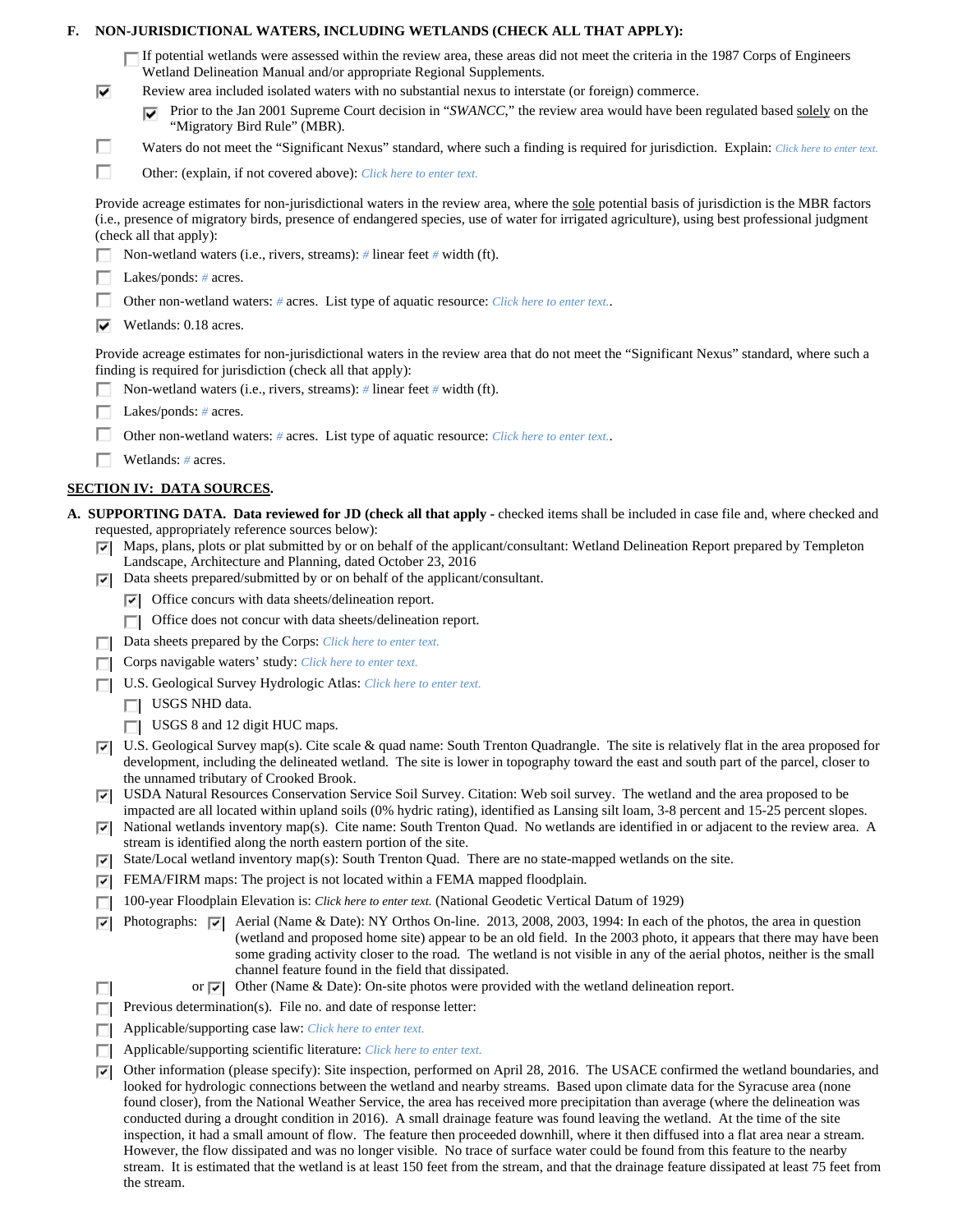**F. NON-JURISDICTIONAL WATERS, INCLUDING WETLANDS (CHECK ALL THAT APPLY):**

- ☐ If potential wetlands were assessed within the review area, these areas did not meet the criteria in the 1987 Corps of Engineers Wetland Delineation Manual and/or appropriate Regional Supplements.
- ☑ Review area included isolated waters with no substantial nexus to interstate (or foreign) commerce.
  - ☑ Prior to the Jan 2001 Supreme Court decision in "*SWANCC*," the review area would have been regulated based solely on the "Migratory Bird Rule" (MBR).
- ☐ Waters do not meet the "Significant Nexus" standard, where such a finding is required for jurisdiction. Explain: *Click here to enter text.*
- ☐ Other: (explain, if not covered above): *Click here to enter text.*

Provide acreage estimates for non-jurisdictional waters in the review area, where the sole potential basis of jurisdiction is the MBR factors (i.e., presence of migratory birds, presence of endangered species, use of water for irrigated agriculture), using best professional judgment (check all that apply):

- ☐ Non-wetland waters (i.e., rivers, streams): # linear feet # width (ft).
- ☐ Lakes/ponds: # acres.
- ☐ Other non-wetland waters: # acres. List type of aquatic resource: *Click here to enter text.*.
- ☑ Wetlands: 0.18 acres.

Provide acreage estimates for non-jurisdictional waters in the review area that do not meet the "Significant Nexus" standard, where such a finding is required for jurisdiction (check all that apply):

- ☐ Non-wetland waters (i.e., rivers, streams): # linear feet # width (ft).
- ☐ Lakes/ponds: # acres.
- ☐ Other non-wetland waters: # acres. List type of aquatic resource: *Click here to enter text.*.
- ☐ Wetlands: # acres.

## SECTION IV: DATA SOURCES.

**A. SUPPORTING DATA. Data reviewed for JD (check all that apply -** checked items shall be included in case file and, where checked and requested, appropriately reference sources below):

- ☑ Maps, plans, plots or plat submitted by or on behalf of the applicant/consultant: Wetland Delineation Report prepared by Templeton Landscape, Architecture and Planning, dated October 23, 2016
- ☑ Data sheets prepared/submitted by or on behalf of the applicant/consultant.
  - ☑ Office concurs with data sheets/delineation report.
  - ☐ Office does not concur with data sheets/delineation report.
- ☐ Data sheets prepared by the Corps: *Click here to enter text.*
- ☐ Corps navigable waters' study: *Click here to enter text.*
- ☐ U.S. Geological Survey Hydrologic Atlas: *Click here to enter text.*
  - ☐ USGS NHD data.
  - ☐ USGS 8 and 12 digit HUC maps.
- ☑ U.S. Geological Survey map(s). Cite scale & quad name: South Trenton Quadrangle. The site is relatively flat in the area proposed for development, including the delineated wetland. The site is lower in topography toward the east and south part of the parcel, closer to the unnamed tributary of Crooked Brook.
- ☑ USDA Natural Resources Conservation Service Soil Survey. Citation: Web soil survey. The wetland and the area proposed to be impacted are all located within upland soils (0% hydric rating), identified as Lansing silt loam, 3-8 percent and 15-25 percent slopes.
- ☑ National wetlands inventory map(s). Cite name: South Trenton Quad. No wetlands are identified in or adjacent to the review area. A stream is identified along the north eastern portion of the site.
- ☑ State/Local wetland inventory map(s): South Trenton Quad. There are no state-mapped wetlands on the site.
- ☑ FEMA/FIRM maps: The project is not located within a FEMA mapped floodplain.
- ☐ 100-year Floodplain Elevation is: *Click here to enter text.* (National Geodetic Vertical Datum of 1929)
- ☑ Photographs: ☑ Aerial (Name & Date): NY Orthos On-line. 2013, 2008, 2003, 1994: In each of the photos, the area in question (wetland and proposed home site) appear to be an old field. In the 2003 photo, it appears that there may have been some grading activity closer to the road. The wetland is not visible in any of the aerial photos, neither is the small channel feature found in the field that dissipated.
  - or ☑ Other (Name & Date): On-site photos were provided with the wetland delineation report.
- ☐ Previous determination(s). File no. and date of response letter:
- ☐ Applicable/supporting case law: *Click here to enter text.*
- ☐ Applicable/supporting scientific literature: *Click here to enter text.*
- ☑ Other information (please specify): Site inspection, performed on April 28, 2016. The USACE confirmed the wetland boundaries, and looked for hydrologic connections between the wetland and nearby streams. Based upon climate data for the Syracuse area (none found closer), from the National Weather Service, the area has received more precipitation than average (where the delineation was conducted during a drought condition in 2016). A small drainage feature was found leaving the wetland. At the time of the site inspection, it had a small amount of flow. The feature then proceeded downhill, where it then diffused into a flat area near a stream. However, the flow dissipated and was no longer visible. No trace of surface water could be found from this feature to the nearby stream. It is estimated that the wetland is at least 150 feet from the stream, and that the drainage feature dissipated at least 75 feet from the stream.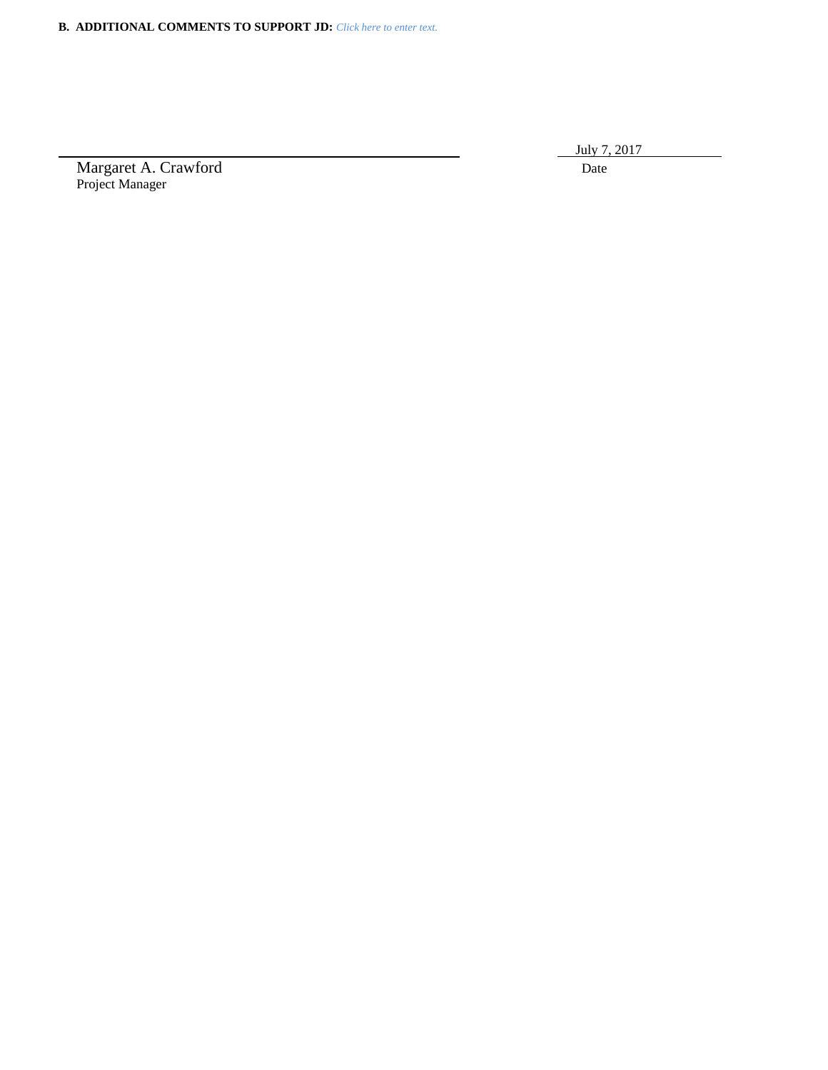**B. ADDITIONAL COMMENTS TO SUPPORT JD:** *Click here to enter text.*

July 7, 2017

Margaret A. Crawford
Project Manager

Date